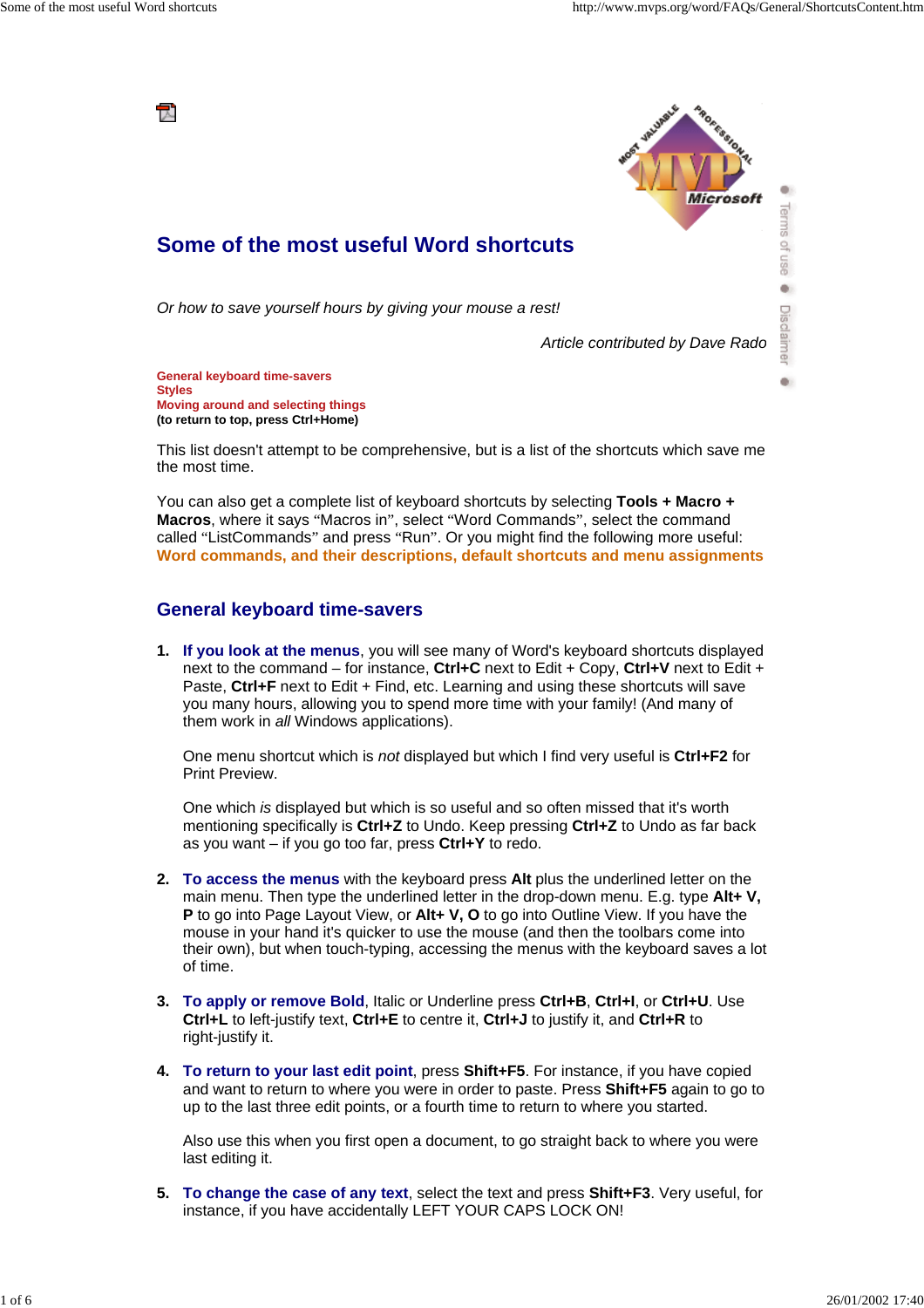# Some of the most useful Word shortcuts

*Or how to save yourself hours by giving your mouse a rest!*

*Article contributed by Dave Rado*

**General keyboard time-savers**
**Styles**
**Moving around and selecting things**
**(to return to top, press Ctrl+Home)**

This list doesn't attempt to be comprehensive, but is a list of the shortcuts which save me the most time.

You can also get a complete list of keyboard shortcuts by selecting **Tools + Macro + Macros**, where it says "Macros in", select "Word Commands", select the command called "ListCommands" and press "Run". Or you might find the following more useful: **Word commands, and their descriptions, default shortcuts and menu assignments**

## General keyboard time-savers

1. **If you look at the menus**, you will see many of Word's keyboard shortcuts displayed next to the command – for instance, **Ctrl+C** next to Edit + Copy, **Ctrl+V** next to Edit + Paste, **Ctrl+F** next to Edit + Find, etc. Learning and using these shortcuts will save you many hours, allowing you to spend more time with your family! (And many of them work in *all* Windows applications).

   One menu shortcut which is *not* displayed but which I find very useful is **Ctrl+F2** for Print Preview.

   One which *is* displayed but which is so useful and so often missed that it's worth mentioning specifically is **Ctrl+Z** to Undo. Keep pressing **Ctrl+Z** to Undo as far back as you want – if you go too far, press **Ctrl+Y** to redo.

2. **To access the menus** with the keyboard press **Alt** plus the underlined letter on the main menu. Then type the underlined letter in the drop-down menu. E.g. type **Alt+ V, P** to go into Page Layout View, or **Alt+ V, O** to go into Outline View. If you have the mouse in your hand it's quicker to use the mouse (and then the toolbars come into their own), but when touch-typing, accessing the menus with the keyboard saves a lot of time.

3. **To apply or remove Bold**, Italic or Underline press **Ctrl+B**, **Ctrl+I**, or **Ctrl+U**. Use **Ctrl+L** to left-justify text, **Ctrl+E** to centre it, **Ctrl+J** to justify it, and **Ctrl+R** to right-justify it.

4. **To return to your last edit point**, press **Shift+F5**. For instance, if you have copied and want to return to where you were in order to paste. Press **Shift+F5** again to go to up to the last three edit points, or a fourth time to return to where you started.

   Also use this when you first open a document, to go straight back to where you were last editing it.

5. **To change the case of any text**, select the text and press **Shift+F3**. Very useful, for instance, if you have accidentally LEFT YOUR CAPS LOCK ON!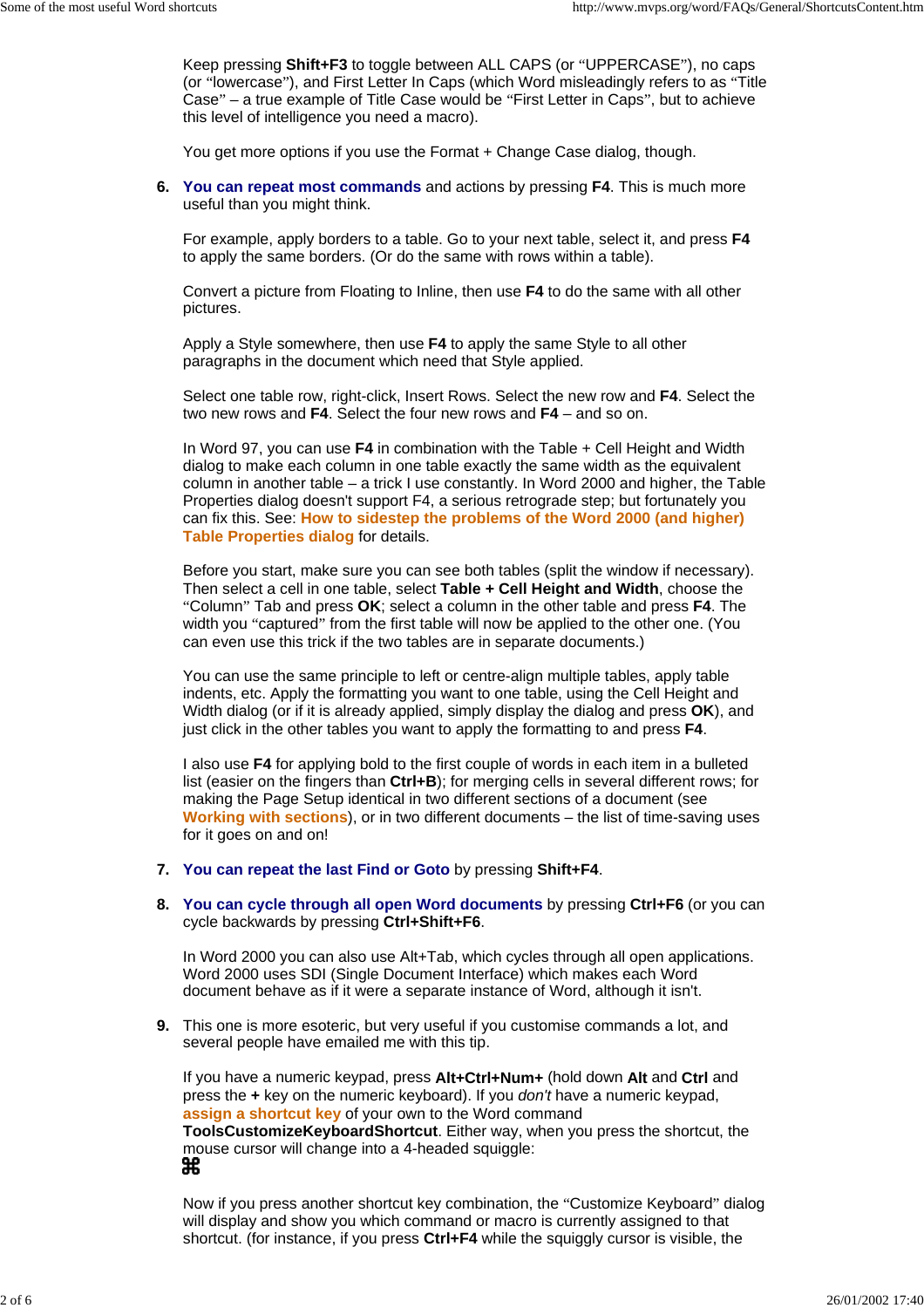Keep pressing **Shift+F3** to toggle between ALL CAPS (or "UPPERCASE"), no caps (or "lowercase"), and First Letter In Caps (which Word misleadingly refers to as "Title Case" – a true example of Title Case would be "First Letter in Caps", but to achieve this level of intelligence you need a macro).

You get more options if you use the Format + Change Case dialog, though.

6. **You can repeat most commands** and actions by pressing **F4**. This is much more useful than you might think.

   For example, apply borders to a table. Go to your next table, select it, and press **F4** to apply the same borders. (Or do the same with rows within a table).

   Convert a picture from Floating to Inline, then use **F4** to do the same with all other pictures.

   Apply a Style somewhere, then use **F4** to apply the same Style to all other paragraphs in the document which need that Style applied.

   Select one table row, right-click, Insert Rows. Select the new row and **F4**. Select the two new rows and **F4**. Select the four new rows and **F4** – and so on.

   In Word 97, you can use **F4** in combination with the Table + Cell Height and Width dialog to make each column in one table exactly the same width as the equivalent column in another table – a trick I use constantly. In Word 2000 and higher, the Table Properties dialog doesn't support F4, a serious retrograde step; but fortunately you can fix this. See: **How to sidestep the problems of the Word 2000 (and higher) Table Properties dialog** for details.

   Before you start, make sure you can see both tables (split the window if necessary). Then select a cell in one table, select **Table + Cell Height and Width**, choose the "Column" Tab and press **OK**; select a column in the other table and press **F4**. The width you "captured" from the first table will now be applied to the other one. (You can even use this trick if the two tables are in separate documents.)

   You can use the same principle to left or centre-align multiple tables, apply table indents, etc. Apply the formatting you want to one table, using the Cell Height and Width dialog (or if it is already applied, simply display the dialog and press **OK**), and just click in the other tables you want to apply the formatting to and press **F4**.

   I also use **F4** for applying bold to the first couple of words in each item in a bulleted list (easier on the fingers than **Ctrl+B**); for merging cells in several different rows; for making the Page Setup identical in two different sections of a document (see **Working with sections**), or in two different documents – the list of time-saving uses for it goes on and on!

7. **You can repeat the last Find or Goto** by pressing **Shift+F4**.

8. **You can cycle through all open Word documents** by pressing **Ctrl+F6** (or you can cycle backwards by pressing **Ctrl+Shift+F6**.

   In Word 2000 you can also use Alt+Tab, which cycles through all open applications. Word 2000 uses SDI (Single Document Interface) which makes each Word document behave as if it were a separate instance of Word, although it isn't.

9. This one is more esoteric, but very useful if you customise commands a lot, and several people have emailed me with this tip.

   If you have a numeric keypad, press **Alt+Ctrl+Num+** (hold down **Alt** and **Ctrl** and press the **+** key on the numeric keyboard). If you *don't* have a numeric keypad, **assign a shortcut key** of your own to the Word command **ToolsCustomizeKeyboardShortcut**. Either way, when you press the shortcut, the mouse cursor will change into a 4-headed squiggle:
   ⌘

   Now if you press another shortcut key combination, the "Customize Keyboard" dialog will display and show you which command or macro is currently assigned to that shortcut. (for instance, if you press **Ctrl+F4** while the squiggly cursor is visible, the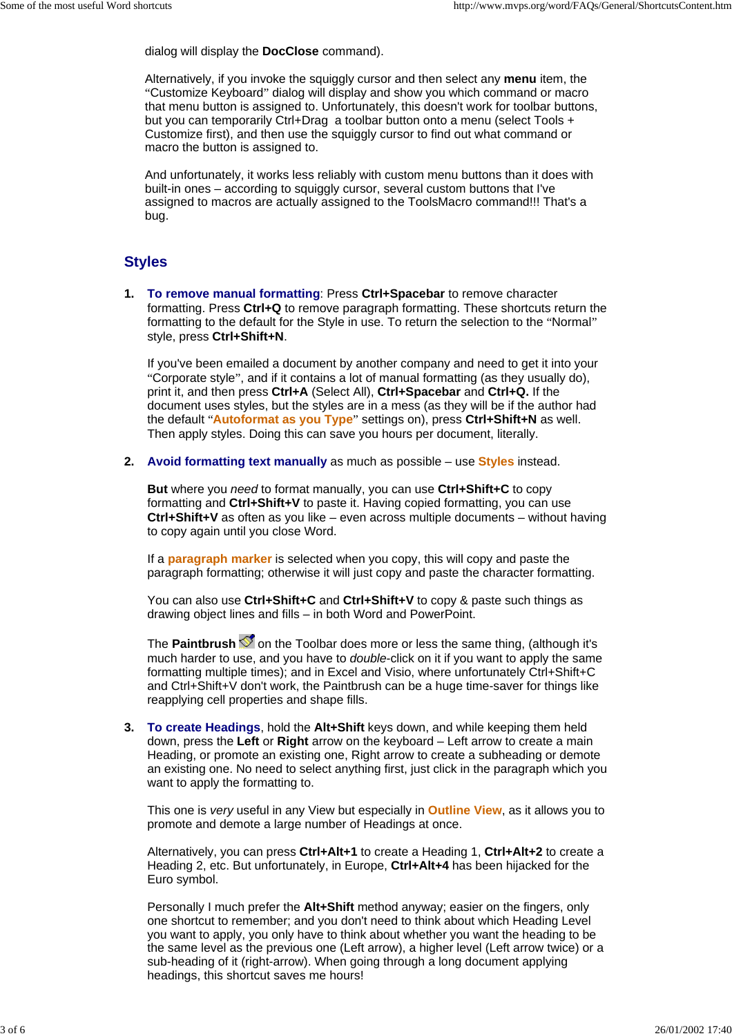dialog will display the **DocClose** command).

Alternatively, if you invoke the squiggly cursor and then select any **menu** item, the "Customize Keyboard" dialog will display and show you which command or macro that menu button is assigned to. Unfortunately, this doesn't work for toolbar buttons, but you can temporarily Ctrl+Drag a toolbar button onto a menu (select Tools + Customize first), and then use the squiggly cursor to find out what command or macro the button is assigned to.

And unfortunately, it works less reliably with custom menu buttons than it does with built-in ones – according to squiggly cursor, several custom buttons that I've assigned to macros are actually assigned to the ToolsMacro command!!! That's a bug.

## Styles

1. **To remove manual formatting**: Press **Ctrl+Spacebar** to remove character formatting. Press **Ctrl+Q** to remove paragraph formatting. These shortcuts return the formatting to the default for the Style in use. To return the selection to the "Normal" style, press **Ctrl+Shift+N**.

   If you've been emailed a document by another company and need to get it into your "Corporate style", and if it contains a lot of manual formatting (as they usually do), print it, and then press **Ctrl+A** (Select All), **Ctrl+Spacebar** and **Ctrl+Q.** If the document uses styles, but the styles are in a mess (as they will be if the author had the default "**Autoformat as you Type**" settings on), press **Ctrl+Shift+N** as well. Then apply styles. Doing this can save you hours per document, literally.

2. **Avoid formatting text manually** as much as possible – use **Styles** instead.

   **But** where you *need* to format manually, you can use **Ctrl+Shift+C** to copy formatting and **Ctrl+Shift+V** to paste it. Having copied formatting, you can use **Ctrl+Shift+V** as often as you like – even across multiple documents – without having to copy again until you close Word.

   If a **paragraph marker** is selected when you copy, this will copy and paste the paragraph formatting; otherwise it will just copy and paste the character formatting.

   You can also use **Ctrl+Shift+C** and **Ctrl+Shift+V** to copy & paste such things as drawing object lines and fills – in both Word and PowerPoint.

   The **Paintbrush** on the Toolbar does more or less the same thing, (although it's much harder to use, and you have to *double*-click on it if you want to apply the same formatting multiple times); and in Excel and Visio, where unfortunately Ctrl+Shift+C and Ctrl+Shift+V don't work, the Paintbrush can be a huge time-saver for things like reapplying cell properties and shape fills.

3. **To create Headings**, hold the **Alt+Shift** keys down, and while keeping them held down, press the **Left** or **Right** arrow on the keyboard – Left arrow to create a main Heading, or promote an existing one, Right arrow to create a subheading or demote an existing one. No need to select anything first, just click in the paragraph which you want to apply the formatting to.

   This one is *very* useful in any View but especially in **Outline View**, as it allows you to promote and demote a large number of Headings at once.

   Alternatively, you can press **Ctrl+Alt+1** to create a Heading 1, **Ctrl+Alt+2** to create a Heading 2, etc. But unfortunately, in Europe, **Ctrl+Alt+4** has been hijacked for the Euro symbol.

   Personally I much prefer the **Alt+Shift** method anyway; easier on the fingers, only one shortcut to remember; and you don't need to think about which Heading Level you want to apply, you only have to think about whether you want the heading to be the same level as the previous one (Left arrow), a higher level (Left arrow twice) or a sub-heading of it (right-arrow). When going through a long document applying headings, this shortcut saves me hours!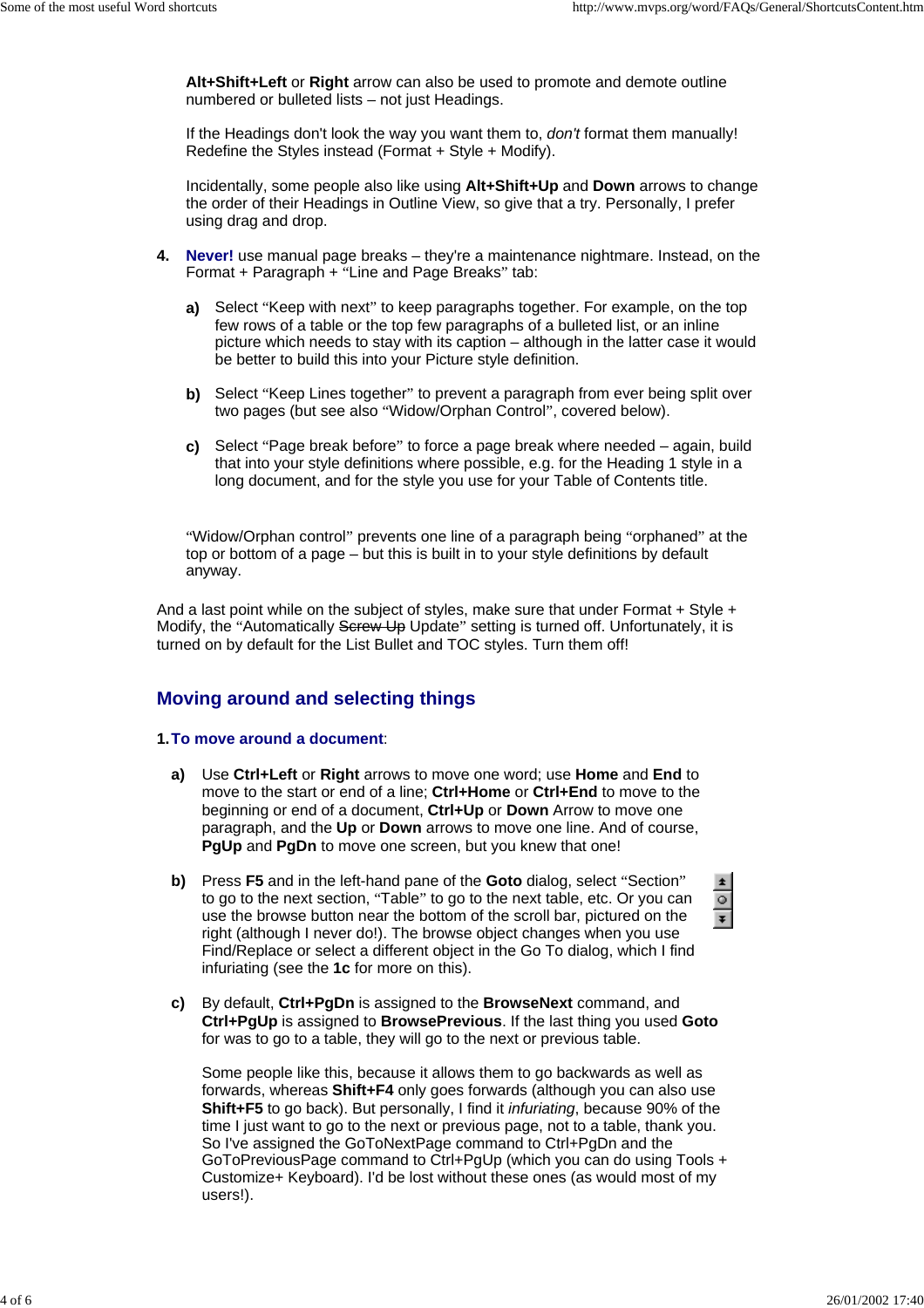**Alt+Shift+Left** or **Right** arrow can also be used to promote and demote outline numbered or bulleted lists – not just Headings.

If the Headings don't look the way you want them to, *don't* format them manually! Redefine the Styles instead (Format + Style + Modify).

Incidentally, some people also like using **Alt+Shift+Up** and **Down** arrows to change the order of their Headings in Outline View, so give that a try. Personally, I prefer using drag and drop.

4. **Never!** use manual page breaks – they're a maintenance nightmare. Instead, on the Format + Paragraph + "Line and Page Breaks" tab:

   **a)** Select "Keep with next" to keep paragraphs together. For example, on the top few rows of a table or the top few paragraphs of a bulleted list, or an inline picture which needs to stay with its caption – although in the latter case it would be better to build this into your Picture style definition.

   **b)** Select "Keep Lines together" to prevent a paragraph from ever being split over two pages (but see also "Widow/Orphan Control", covered below).

   **c)** Select "Page break before" to force a page break where needed – again, build that into your style definitions where possible, e.g. for the Heading 1 style in a long document, and for the style you use for your Table of Contents title.

   "Widow/Orphan control" prevents one line of a paragraph being "orphaned" at the top or bottom of a page – but this is built in to your style definitions by default anyway.

And a last point while on the subject of styles, make sure that under Format + Style + Modify, the "Automatically ~~Screw Up~~ Update" setting is turned off. Unfortunately, it is turned on by default for the List Bullet and TOC styles. Turn them off!

## Moving around and selecting things

**1. To move around a document**:

**a)** Use **Ctrl+Left** or **Right** arrows to move one word; use **Home** and **End** to move to the start or end of a line; **Ctrl+Home** or **Ctrl+End** to move to the beginning or end of a document, **Ctrl+Up** or **Down** Arrow to move one paragraph, and the **Up** or **Down** arrows to move one line. And of course, **PgUp** and **PgDn** to move one screen, but you knew that one!

**b)** Press **F5** and in the left-hand pane of the **Goto** dialog, select "Section" to go to the next section, "Table" to go to the next table, etc. Or you can use the browse button near the bottom of the scroll bar, pictured on the right (although I never do!). The browse object changes when you use Find/Replace or select a different object in the Go To dialog, which I find infuriating (see the **1c** for more on this).

**c)** By default, **Ctrl+PgDn** is assigned to the **BrowseNext** command, and **Ctrl+PgUp** is assigned to **BrowsePrevious**. If the last thing you used **Goto** for was to go to a table, they will go to the next or previous table.

Some people like this, because it allows them to go backwards as well as forwards, whereas **Shift+F4** only goes forwards (although you can also use **Shift+F5** to go back). But personally, I find it *infuriating*, because 90% of the time I just want to go to the next or previous page, not to a table, thank you. So I've assigned the GoToNextPage command to Ctrl+PgDn and the GoToPreviousPage command to Ctrl+PgUp (which you can do using Tools + Customize+ Keyboard). I'd be lost without these ones (as would most of my users!).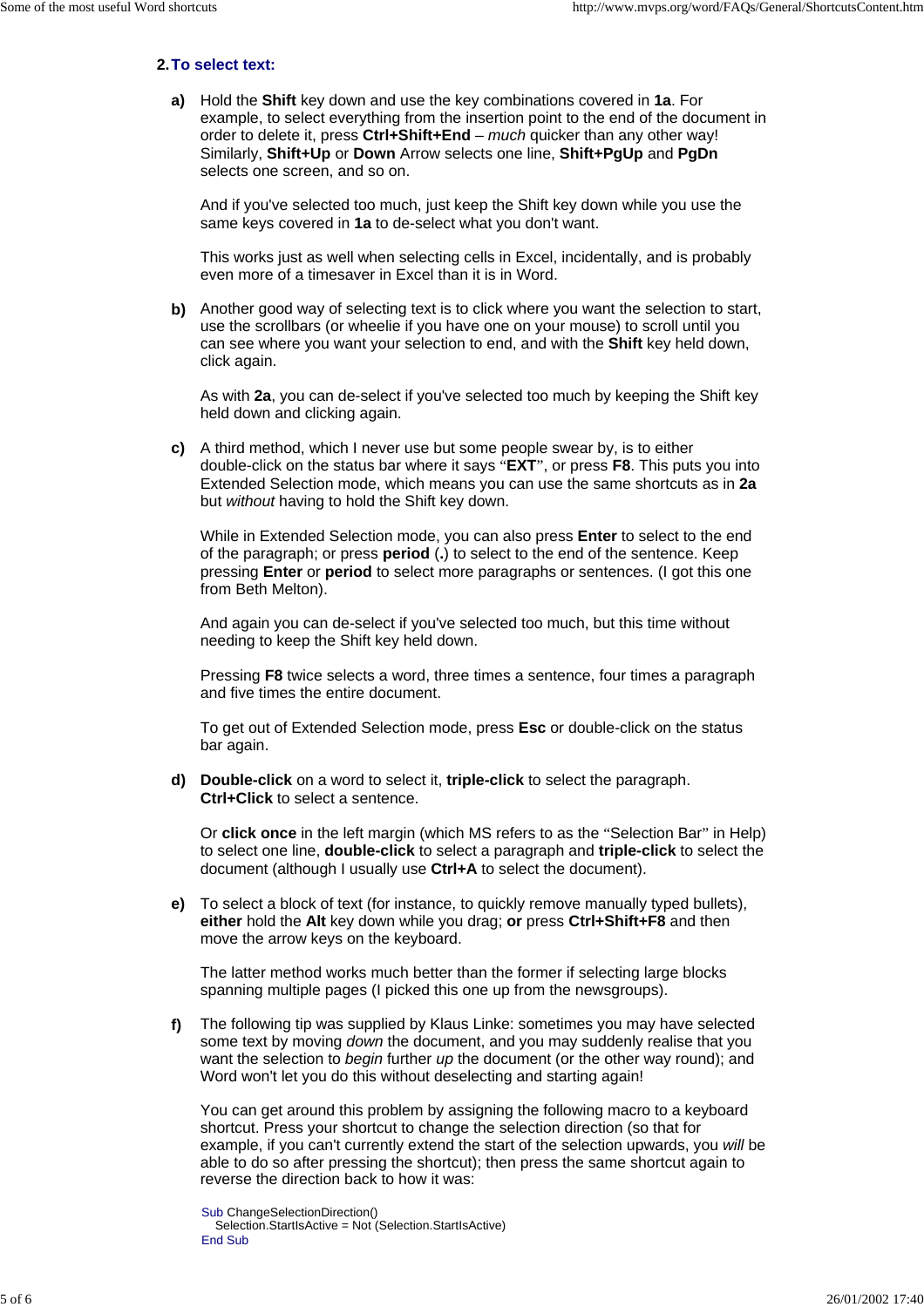## 2. To select text:

**a)** Hold the **Shift** key down and use the key combinations covered in **1a**. For example, to select everything from the insertion point to the end of the document in order to delete it, press **Ctrl+Shift+End** – *much* quicker than any other way! Similarly, **Shift+Up** or **Down** Arrow selects one line, **Shift+PgUp** and **PgDn** selects one screen, and so on.

And if you've selected too much, just keep the Shift key down while you use the same keys covered in **1a** to de-select what you don't want.

This works just as well when selecting cells in Excel, incidentally, and is probably even more of a timesaver in Excel than it is in Word.

**b)** Another good way of selecting text is to click where you want the selection to start, use the scrollbars (or wheelie if you have one on your mouse) to scroll until you can see where you want your selection to end, and with the **Shift** key held down, click again.

As with **2a**, you can de-select if you've selected too much by keeping the Shift key held down and clicking again.

**c)** A third method, which I never use but some people swear by, is to either double-click on the status bar where it says "**EXT**", or press **F8**. This puts you into Extended Selection mode, which means you can use the same shortcuts as in **2a** but *without* having to hold the Shift key down.

While in Extended Selection mode, you can also press **Enter** to select to the end of the paragraph; or press **period** (**.**) to select to the end of the sentence. Keep pressing **Enter** or **period** to select more paragraphs or sentences. (I got this one from Beth Melton).

And again you can de-select if you've selected too much, but this time without needing to keep the Shift key held down.

Pressing **F8** twice selects a word, three times a sentence, four times a paragraph and five times the entire document.

To get out of Extended Selection mode, press **Esc** or double-click on the status bar again.

**d)** **Double-click** on a word to select it, **triple-click** to select the paragraph. **Ctrl+Click** to select a sentence.

Or **click once** in the left margin (which MS refers to as the "Selection Bar" in Help) to select one line, **double-click** to select a paragraph and **triple-click** to select the document (although I usually use **Ctrl+A** to select the document).

**e)** To select a block of text (for instance, to quickly remove manually typed bullets), **either** hold the **Alt** key down while you drag; **or** press **Ctrl+Shift+F8** and then move the arrow keys on the keyboard.

The latter method works much better than the former if selecting large blocks spanning multiple pages (I picked this one up from the newsgroups).

**f)** The following tip was supplied by Klaus Linke: sometimes you may have selected some text by moving *down* the document, and you may suddenly realise that you want the selection to *begin* further *up* the document (or the other way round); and Word won't let you do this without deselecting and starting again!

You can get around this problem by assigning the following macro to a keyboard shortcut. Press your shortcut to change the selection direction (so that for example, if you can't currently extend the start of the selection upwards, you *will* be able to do so after pressing the shortcut); then press the same shortcut again to reverse the direction back to how it was:

```
Sub ChangeSelectionDirection()
    Selection.StartIsActive = Not (Selection.StartIsActive)
End Sub
```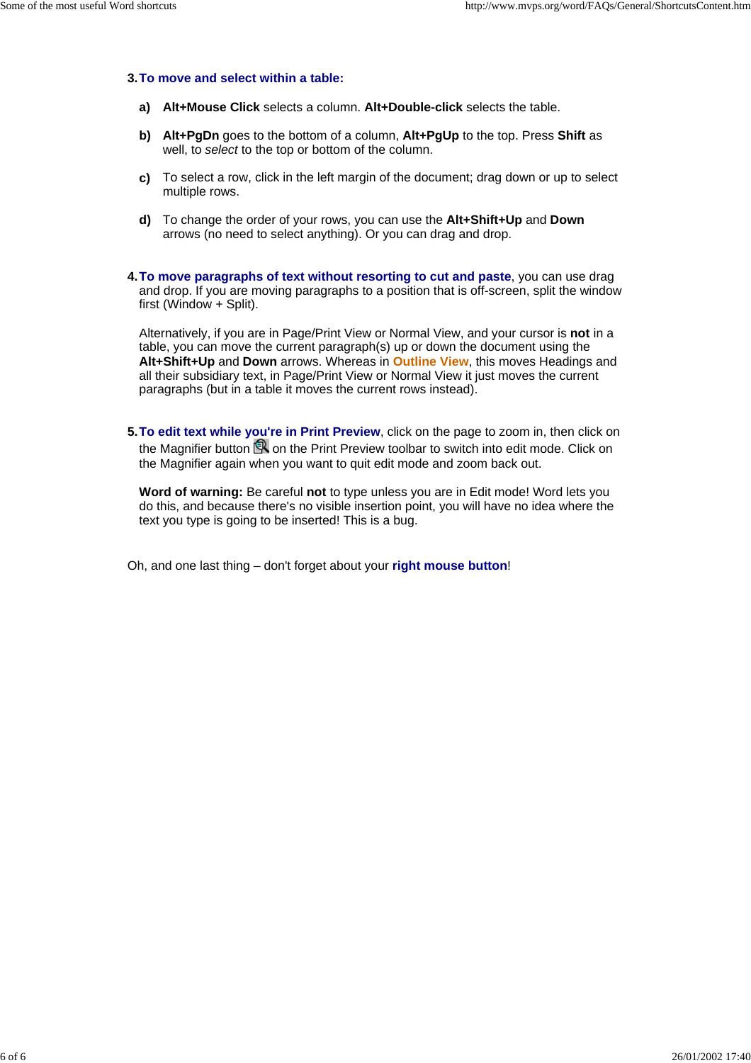3. **To move and select within a table:**

   **a)** **Alt+Mouse Click** selects a column. **Alt+Double-click** selects the table.

   **b)** **Alt+PgDn** goes to the bottom of a column, **Alt+PgUp** to the top. Press **Shift** as well, to *select* to the top or bottom of the column.

   **c)** To select a row, click in the left margin of the document; drag down or up to select multiple rows.

   **d)** To change the order of your rows, you can use the **Alt+Shift+Up** and **Down** arrows (no need to select anything). Or you can drag and drop.

4. **To move paragraphs of text without resorting to cut and paste**, you can use drag and drop. If you are moving paragraphs to a position that is off-screen, split the window first (Window + Split).

   Alternatively, if you are in Page/Print View or Normal View, and your cursor is **not** in a table, you can move the current paragraph(s) up or down the document using the **Alt+Shift+Up** and **Down** arrows. Whereas in **Outline View**, this moves Headings and all their subsidiary text, in Page/Print View or Normal View it just moves the current paragraphs (but in a table it moves the current rows instead).

5. **To edit text while you're in Print Preview**, click on the page to zoom in, then click on the Magnifier button on the Print Preview toolbar to switch into edit mode. Click on the Magnifier again when you want to quit edit mode and zoom back out.

   **Word of warning:** Be careful **not** to type unless you are in Edit mode! Word lets you do this, and because there's no visible insertion point, you will have no idea where the text you type is going to be inserted! This is a bug.

Oh, and one last thing – don't forget about your **right mouse button**!